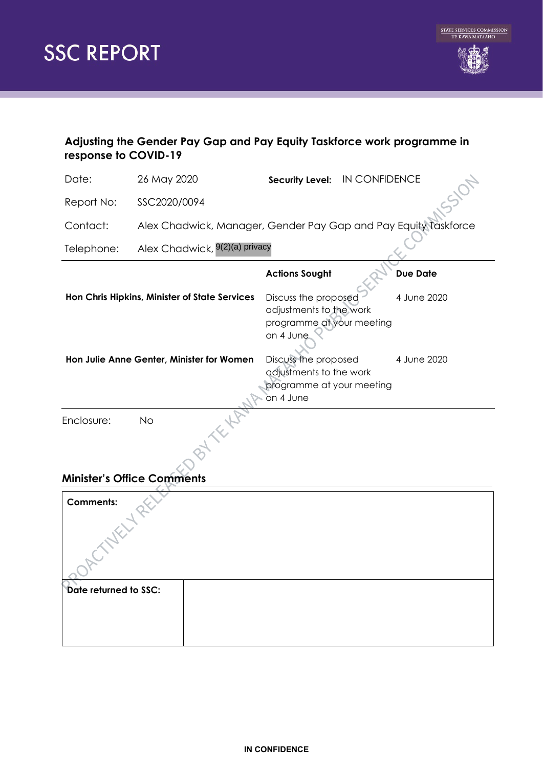# SSC REPORT

STATE SERVICES COMMISSION
TE KAWA MATAAHO

## Adjusting the Gender Pay Gap and Pay Equity Taskforce work programme in response to COVID-19

| | | | |
|---|---|---|---|
| Date: | 26 May 2020 | **Security Level:** | IN CONFIDENCE |
| Report No: | SSC2020/0094 | | |
| Contact: | Alex Chadwick, Manager, Gender Pay Gap and Pay Equity Taskforce | | |
| Telephone: | Alex Chadwick, 9(2)(a) privacy | | |

| | **Actions Sought** | **Due Date** |
|---|---|---|
| **Hon Chris Hipkins, Minister of State Services** | Discuss the proposed adjustments to the work programme at your meeting on 4 June | 4 June 2020 |
| **Hon Julie Anne Genter, Minister for Women** | Discuss the proposed adjustments to the work programme at your meeting on 4 June | 4 June 2020 |

Enclosure: No

### Minister's Office Comments

| **Comments:** | |
|---|---|
| **Date returned to SSC:** | |

PROACTIVELY RELEASED BY TE KAWA MATAAHO PUBLIC SERVICE COMMISSION

IN CONFIDENCE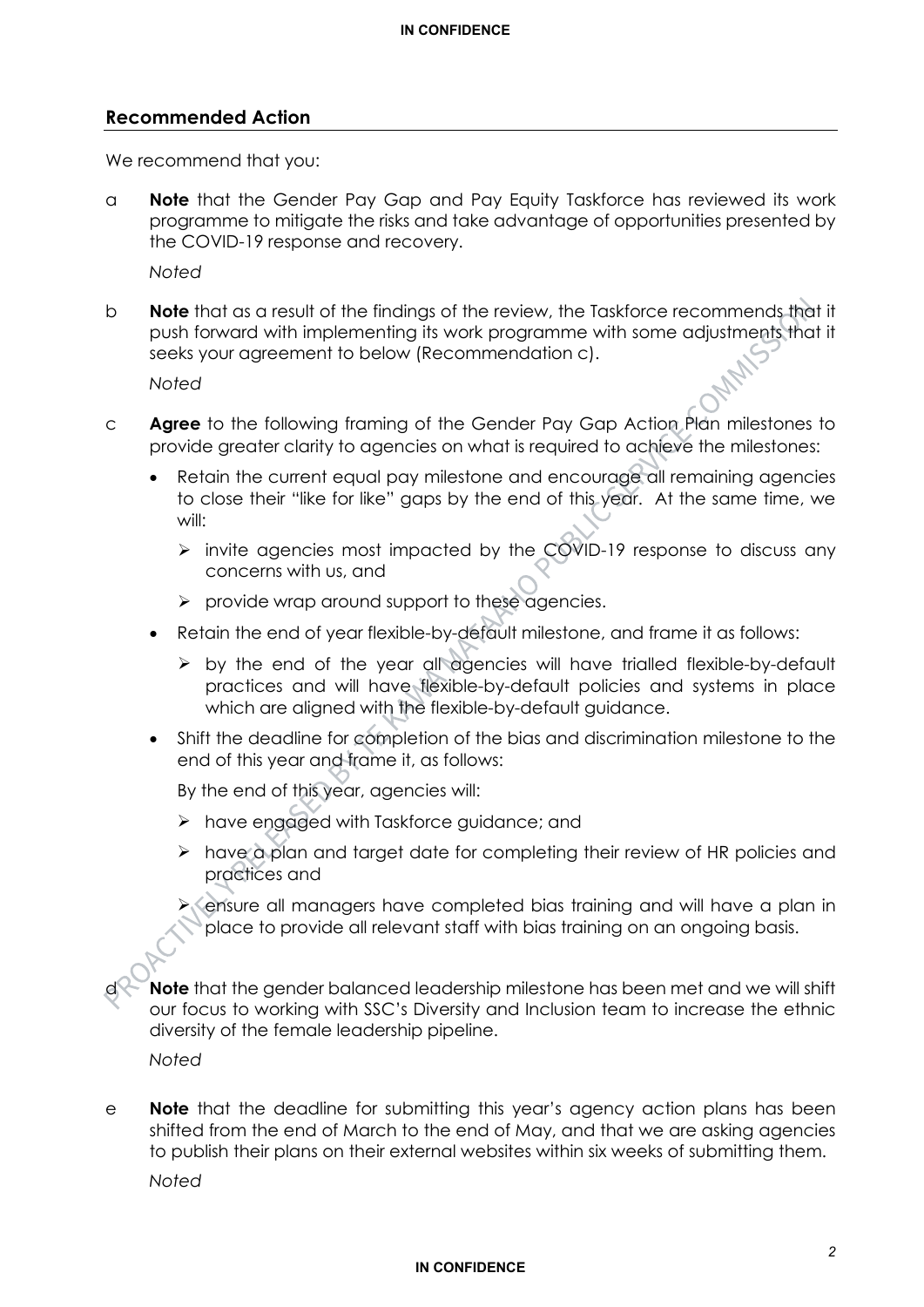## Recommended Action

We recommend that you:

a **Note** that the Gender Pay Gap and Pay Equity Taskforce has reviewed its work programme to mitigate the risks and take advantage of opportunities presented by the COVID-19 response and recovery.

*Noted*

b **Note** that as a result of the findings of the review, the Taskforce recommends that it push forward with implementing its work programme with some adjustments that it seeks your agreement to below (Recommendation c).

*Noted*

c **Agree** to the following framing of the Gender Pay Gap Action Plan milestones to provide greater clarity to agencies on what is required to achieve the milestones:

- Retain the current equal pay milestone and encourage all remaining agencies to close their "like for like" gaps by the end of this year. At the same time, we will:
  - invite agencies most impacted by the COVID-19 response to discuss any concerns with us, and
  - provide wrap around support to these agencies.
- Retain the end of year flexible-by-default milestone, and frame it as follows:
  - by the end of the year all agencies will have trialled flexible-by-default practices and will have flexible-by-default policies and systems in place which are aligned with the flexible-by-default guidance.
- Shift the deadline for completion of the bias and discrimination milestone to the end of this year and frame it, as follows:

  By the end of this year, agencies will:

  - have engaged with Taskforce guidance; and
  - have a plan and target date for completing their review of HR policies and practices and
  - ensure all managers have completed bias training and will have a plan in place to provide all relevant staff with bias training on an ongoing basis.

d **Note** that the gender balanced leadership milestone has been met and we will shift our focus to working with SSC's Diversity and Inclusion team to increase the ethnic diversity of the female leadership pipeline.

*Noted*

e **Note** that the deadline for submitting this year's agency action plans has been shifted from the end of March to the end of May, and that we are asking agencies to publish their plans on their external websites within six weeks of submitting them.

*Noted*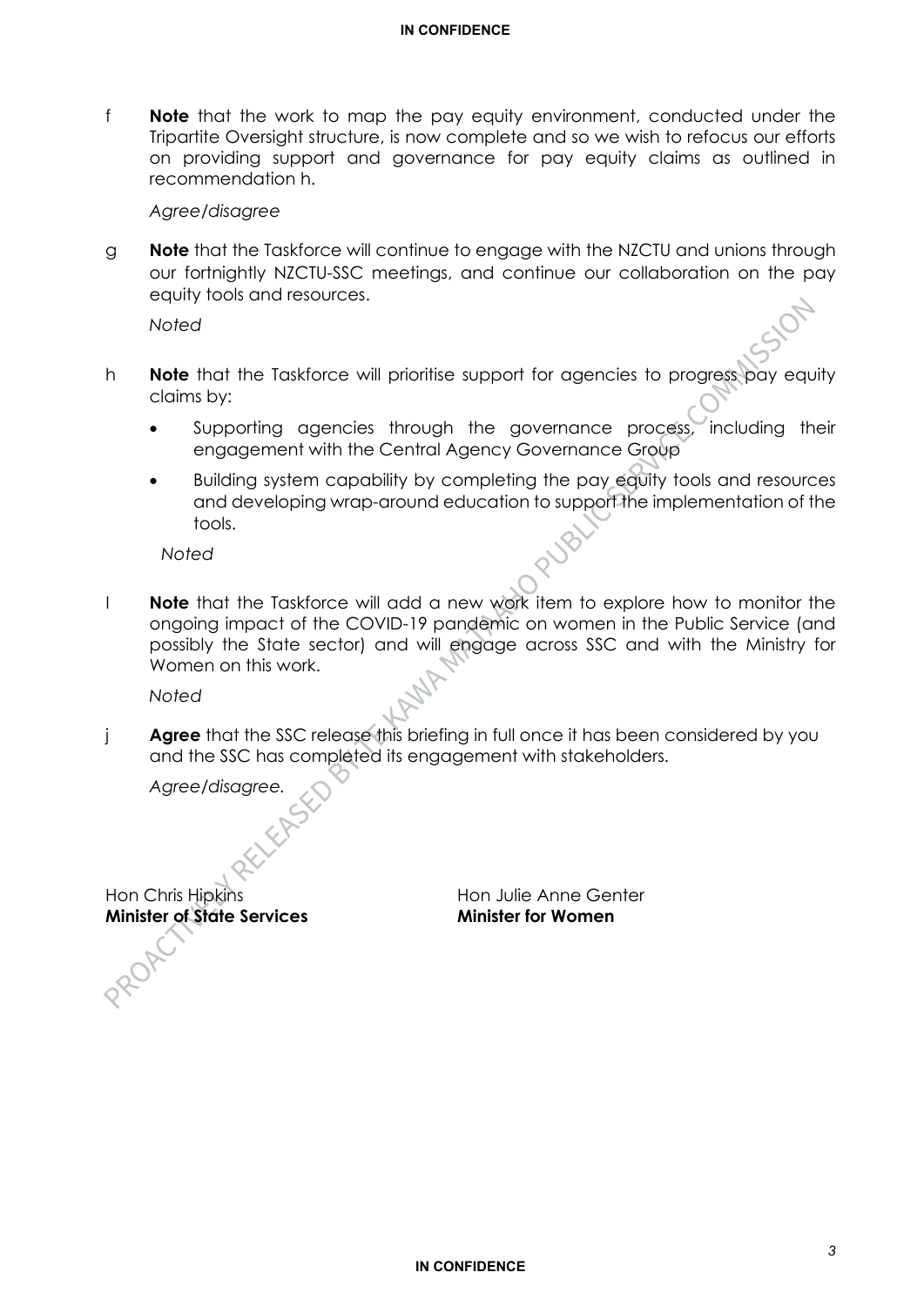f **Note** that the work to map the pay equity environment, conducted under the Tripartite Oversight structure, is now complete and so we wish to refocus our efforts on providing support and governance for pay equity claims as outlined in recommendation h.

*Agree/disagree*

g **Note** that the Taskforce will continue to engage with the NZCTU and unions through our fortnightly NZCTU-SSC meetings, and continue our collaboration on the pay equity tools and resources.

*Noted*

h **Note** that the Taskforce will prioritise support for agencies to progress pay equity claims by:

- Supporting agencies through the governance process, including their engagement with the Central Agency Governance Group
- Building system capability by completing the pay equity tools and resources and developing wrap-around education to support the implementation of the tools.

*Noted*

I **Note** that the Taskforce will add a new work item to explore how to monitor the ongoing impact of the COVID-19 pandemic on women in the Public Service (and possibly the State sector) and will engage across SSC and with the Ministry for Women on this work.

*Noted*

j **Agree** that the SSC release this briefing in full once it has been considered by you and the SSC has completed its engagement with stakeholders.

*Agree/disagree.*

Hon Chris Hipkins
**Minister of State Services**

Hon Julie Anne Genter
**Minister for Women**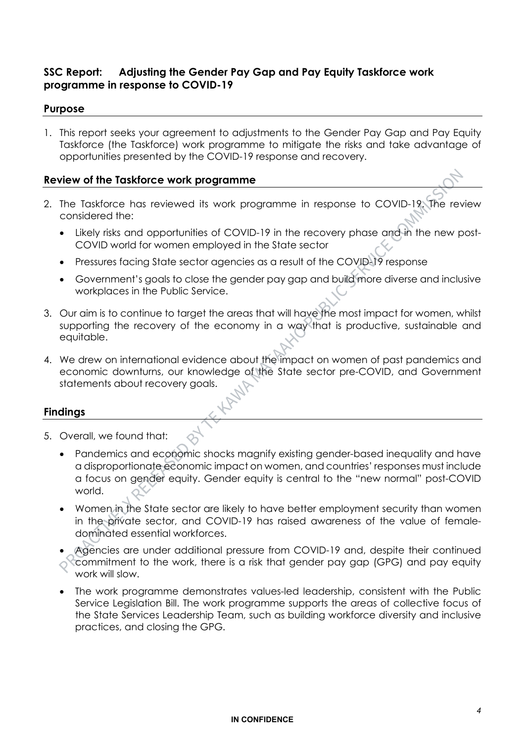## SSC Report: Adjusting the Gender Pay Gap and Pay Equity Taskforce work programme in response to COVID-19

### Purpose

1. This report seeks your agreement to adjustments to the Gender Pay Gap and Pay Equity Taskforce (the Taskforce) work programme to mitigate the risks and take advantage of opportunities presented by the COVID-19 response and recovery.

### Review of the Taskforce work programme

2. The Taskforce has reviewed its work programme in response to COVID-19. The review considered the:
   - Likely risks and opportunities of COVID-19 in the recovery phase and in the new post-COVID world for women employed in the State sector
   - Pressures facing State sector agencies as a result of the COVID-19 response
   - Government's goals to close the gender pay gap and build more diverse and inclusive workplaces in the Public Service.
3. Our aim is to continue to target the areas that will have the most impact for women, whilst supporting the recovery of the economy in a way that is productive, sustainable and equitable.
4. We drew on international evidence about the impact on women of past pandemics and economic downturns, our knowledge of the State sector pre-COVID, and Government statements about recovery goals.

### Findings

5. Overall, we found that:
   - Pandemics and economic shocks magnify existing gender-based inequality and have a disproportionate economic impact on women, and countries' responses must include a focus on gender equity. Gender equity is central to the "new normal" post-COVID world.
   - Women in the State sector are likely to have better employment security than women in the private sector, and COVID-19 has raised awareness of the value of female-dominated essential workforces.
   - Agencies are under additional pressure from COVID-19 and, despite their continued commitment to the work, there is a risk that gender pay gap (GPG) and pay equity work will slow.
   - The work programme demonstrates values-led leadership, consistent with the Public Service Legislation Bill. The work programme supports the areas of collective focus of the State Services Leadership Team, such as building workforce diversity and inclusive practices, and closing the GPG.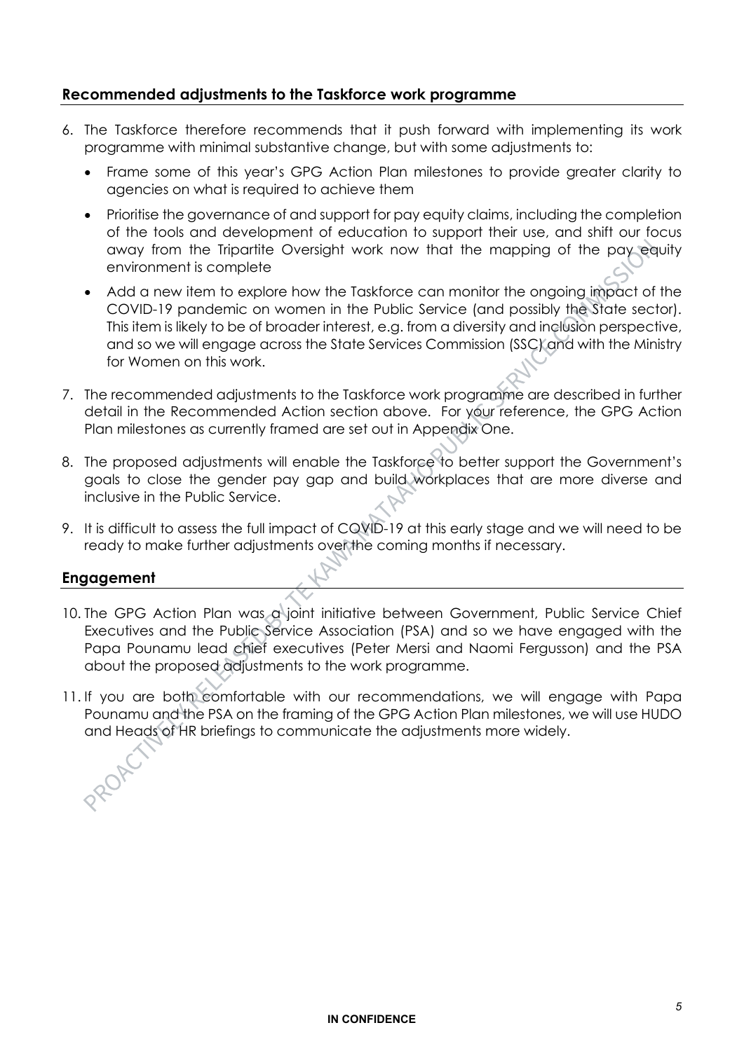## Recommended adjustments to the Taskforce work programme

6. The Taskforce therefore recommends that it push forward with implementing its work programme with minimal substantive change, but with some adjustments to:
   - Frame some of this year's GPG Action Plan milestones to provide greater clarity to agencies on what is required to achieve them
   - Prioritise the governance of and support for pay equity claims, including the completion of the tools and development of education to support their use, and shift our focus away from the Tripartite Oversight work now that the mapping of the pay equity environment is complete
   - Add a new item to explore how the Taskforce can monitor the ongoing impact of the COVID-19 pandemic on women in the Public Service (and possibly the State sector). This item is likely to be of broader interest, e.g. from a diversity and inclusion perspective, and so we will engage across the State Services Commission (SSC) and with the Ministry for Women on this work.
7. The recommended adjustments to the Taskforce work programme are described in further detail in the Recommended Action section above. For your reference, the GPG Action Plan milestones as currently framed are set out in Appendix One.
8. The proposed adjustments will enable the Taskforce to better support the Government's goals to close the gender pay gap and build workplaces that are more diverse and inclusive in the Public Service.
9. It is difficult to assess the full impact of COVID-19 at this early stage and we will need to be ready to make further adjustments over the coming months if necessary.

## Engagement

10. The GPG Action Plan was a joint initiative between Government, Public Service Chief Executives and the Public Service Association (PSA) and so we have engaged with the Papa Pounamu lead chief executives (Peter Mersi and Naomi Fergusson) and the PSA about the proposed adjustments to the work programme.
11. If you are both comfortable with our recommendations, we will engage with Papa Pounamu and the PSA on the framing of the GPG Action Plan milestones, we will use HUDO and Heads of HR briefings to communicate the adjustments more widely.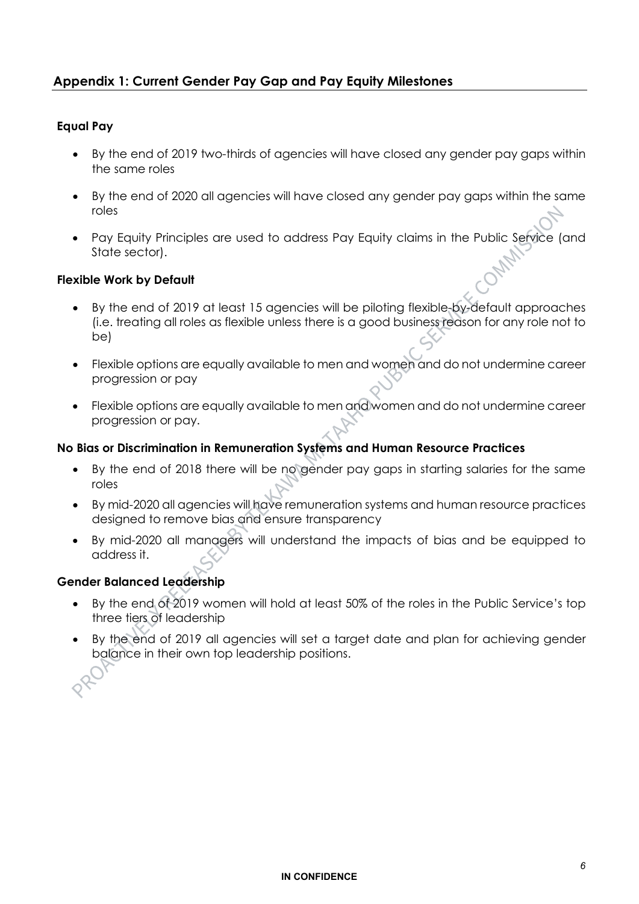## Appendix 1: Current Gender Pay Gap and Pay Equity Milestones

### Equal Pay

- By the end of 2019 two-thirds of agencies will have closed any gender pay gaps within the same roles
- By the end of 2020 all agencies will have closed any gender pay gaps within the same roles
- Pay Equity Principles are used to address Pay Equity claims in the Public Service (and State sector).

### Flexible Work by Default

- By the end of 2019 at least 15 agencies will be piloting flexible-by-default approaches (i.e. treating all roles as flexible unless there is a good business reason for any role not to be)
- Flexible options are equally available to men and women and do not undermine career progression or pay
- Flexible options are equally available to men and women and do not undermine career progression or pay.

### No Bias or Discrimination in Remuneration Systems and Human Resource Practices

- By the end of 2018 there will be no gender pay gaps in starting salaries for the same roles
- By mid-2020 all agencies will have remuneration systems and human resource practices designed to remove bias and ensure transparency
- By mid-2020 all managers will understand the impacts of bias and be equipped to address it.

### Gender Balanced Leadership

- By the end of 2019 women will hold at least 50% of the roles in the Public Service's top three tiers of leadership
- By the end of 2019 all agencies will set a target date and plan for achieving gender balance in their own top leadership positions.